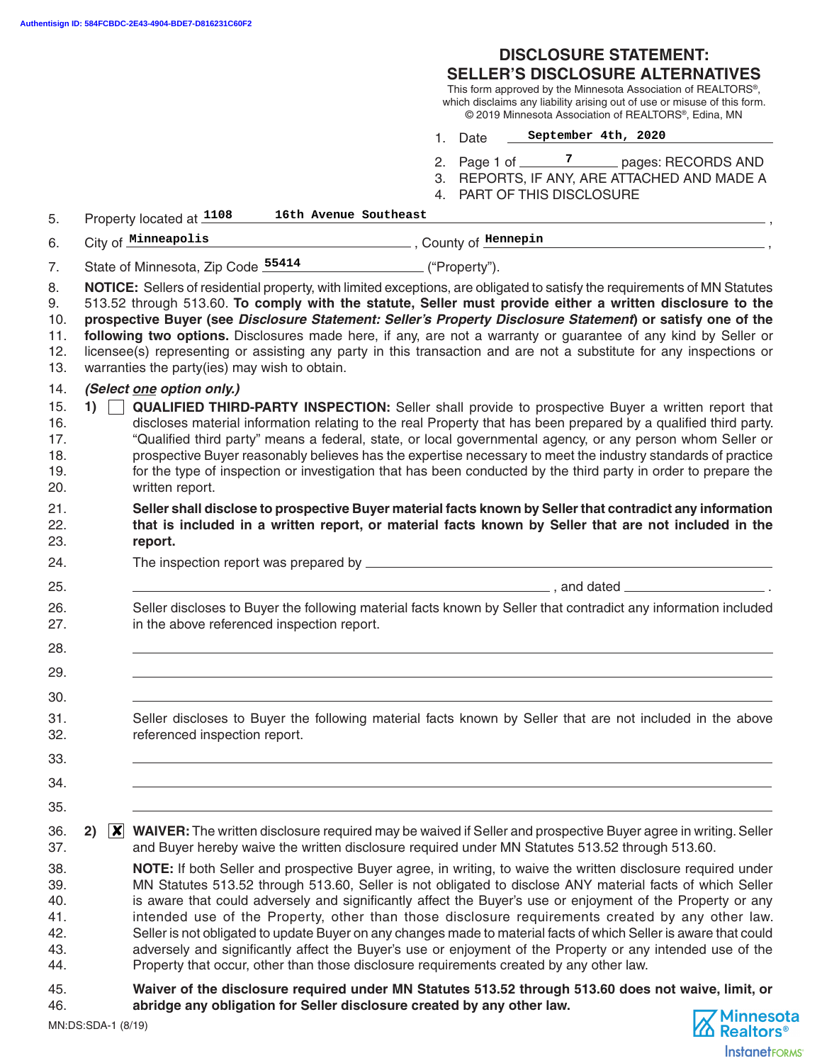Authentisign ID: 584FCBDC-2E43-4904-BDE7-D816231C60F2

# DISCLOSURE STATEMENT: SELLER'S DISCLOSURE ALTERNATIVES

This form approved by the Minnesota Association of REALTORS®, which disclaims any liability arising out of use or misuse of this form.
© 2019 Minnesota Association of REALTORS®, Edina, MN

1. Date September 4th, 2020
2. Page 1 of 7 pages: RECORDS AND
3. REPORTS, IF ANY, ARE ATTACHED AND MADE A
4. PART OF THIS DISCLOSURE

5. Property located at 1108 16th Avenue Southeast,
6. City of Minneapolis, County of Hennepin,
7. State of Minnesota, Zip Code 55414 ("Property").

8. **NOTICE:** Sellers of residential property, with limited exceptions, are obligated to satisfy the requirements of MN Statutes
9. 513.52 through 513.60. **To comply with the statute, Seller must provide either a written disclosure to the**
10. **prospective Buyer (see *Disclosure Statement: Seller's Property Disclosure Statement*) or satisfy one of the**
11. **following two options.** Disclosures made here, if any, are not a warranty or guarantee of any kind by Seller or
12. licensee(s) representing or assisting any party in this transaction and are not a substitute for any inspections or
13. warranties the party(ies) may wish to obtain.

14. ***(Select one option only.)***

15. **1)** ☐ **QUALIFIED THIRD-PARTY INSPECTION:** Seller shall provide to prospective Buyer a written report that
16. discloses material information relating to the real Property that has been prepared by a qualified third party.
17. "Qualified third party" means a federal, state, or local governmental agency, or any person whom Seller or
18. prospective Buyer reasonably believes has the expertise necessary to meet the industry standards of practice
19. for the type of inspection or investigation that has been conducted by the third party in order to prepare the
20. written report.

21. **Seller shall disclose to prospective Buyer material facts known by Seller that contradict any information**
22. **that is included in a written report, or material facts known by Seller that are not included in the**
23. **report.**

24. The inspection report was prepared by ______________________________
25. ______________________________, and dated ______________.

26. Seller discloses to Buyer the following material facts known by Seller that contradict any information included
27. in the above referenced inspection report.

28. ______________________________
29. ______________________________
30. ______________________________

31. Seller discloses to Buyer the following material facts known by Seller that are not included in the above
32. referenced inspection report.

33. ______________________________
34. ______________________________
35. ______________________________

36. **2)** ☒ **WAIVER:** The written disclosure required may be waived if Seller and prospective Buyer agree in writing. Seller
37. and Buyer hereby waive the written disclosure required under MN Statutes 513.52 through 513.60.

38. **NOTE:** If both Seller and prospective Buyer agree, in writing, to waive the written disclosure required under
39. MN Statutes 513.52 through 513.60, Seller is not obligated to disclose ANY material facts of which Seller
40. is aware that could adversely and significantly affect the Buyer's use or enjoyment of the Property or any
41. intended use of the Property, other than those disclosure requirements created by any other law.
42. Seller is not obligated to update Buyer on any changes made to material facts of which Seller is aware that could
43. adversely and significantly affect the Buyer's use or enjoyment of the Property or any intended use of the
44. Property that occur, other than those disclosure requirements created by any other law.

45. **Waiver of the disclosure required under MN Statutes 513.52 through 513.60 does not waive, limit, or**
46. **abridge any obligation for Seller disclosure created by any other law.**

MN:DS:SDA-1 (8/19)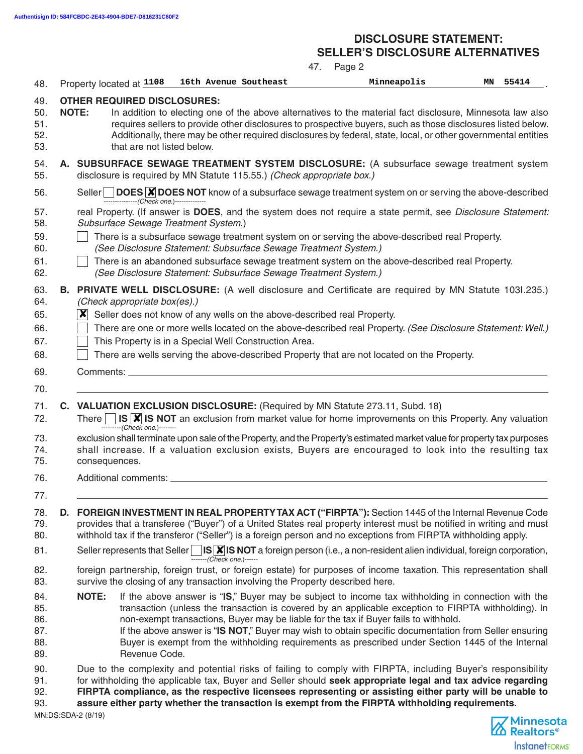# DISCLOSURE STATEMENT: SELLER'S DISCLOSURE ALTERNATIVES

Property located at 1108 16th Avenue Southeast Minneapolis MN 55414.

## OTHER REQUIRED DISCLOSURES:

**NOTE:** In addition to electing one of the above alternatives to the material fact disclosure, Minnesota law also requires sellers to provide other disclosures to prospective buyers, such as those disclosures listed below. Additionally, there may be other required disclosures by federal, state, local, or other governmental entities that are not listed below.

**A. SUBSURFACE SEWAGE TREATMENT SYSTEM DISCLOSURE:** (A subsurface sewage treatment system disclosure is required by MN Statute 115.55.) *(Check appropriate box.)*

Seller ☐ **DOES** ☒ **DOES NOT** know of a subsurface sewage treatment system on or serving the above-described real Property. (If answer is **DOES**, and the system does not require a state permit, see *Disclosure Statement: Subsurface Sewage Treatment System*.)

*(Check one.)*

- ☐ There is a subsurface sewage treatment system on or serving the above-described real Property. *(See Disclosure Statement: Subsurface Sewage Treatment System.)*
- ☐ There is an abandoned subsurface sewage treatment system on the above-described real Property. *(See Disclosure Statement: Subsurface Sewage Treatment System.)*

**B. PRIVATE WELL DISCLOSURE:** (A well disclosure and Certificate are required by MN Statute 103I.235.) *(Check appropriate box(es).)*

- ☒ Seller does not know of any wells on the above-described real Property.
- ☐ There are one or more wells located on the above-described real Property. *(See Disclosure Statement: Well.)*
- ☐ This Property is in a Special Well Construction Area.
- ☐ There are wells serving the above-described Property that are not located on the Property.

Comments: ____________________

**C. VALUATION EXCLUSION DISCLOSURE:** (Required by MN Statute 273.11, Subd. 18)

There ☐ **IS** ☒ **IS NOT** an exclusion from market value for home improvements on this Property. Any valuation exclusion shall terminate upon sale of the Property, and the Property's estimated market value for property tax purposes shall increase. If a valuation exclusion exists, Buyers are encouraged to look into the resulting tax consequences.

*(Check one.)*

Additional comments: ____________________

**D. FOREIGN INVESTMENT IN REAL PROPERTY TAX ACT ("FIRPTA"):** Section 1445 of the Internal Revenue Code provides that a transferee ("Buyer") of a United States real property interest must be notified in writing and must withhold tax if the transferor ("Seller") is a foreign person and no exceptions from FIRPTA withholding apply.

Seller represents that Seller ☐ **IS** ☒ **IS NOT** a foreign person (i.e., a non-resident alien individual, foreign corporation, foreign partnership, foreign trust, or foreign estate) for purposes of income taxation. This representation shall survive the closing of any transaction involving the Property described here.

*(Check one.)*

**NOTE:** If the above answer is "**IS**," Buyer may be subject to income tax withholding in connection with the transaction (unless the transaction is covered by an applicable exception to FIRPTA withholding). In non-exempt transactions, Buyer may be liable for the tax if Buyer fails to withhold.
If the above answer is "**IS NOT**," Buyer may wish to obtain specific documentation from Seller ensuring Buyer is exempt from the withholding requirements as prescribed under Section 1445 of the Internal Revenue Code.

Due to the complexity and potential risks of failing to comply with FIRPTA, including Buyer's responsibility for withholding the applicable tax, Buyer and Seller should **seek appropriate legal and tax advice regarding FIRPTA compliance, as the respective licensees representing or assisting either party will be unable to assure either party whether the transaction is exempt from the FIRPTA withholding requirements.**

MN:DS:SDA-2 (8/19)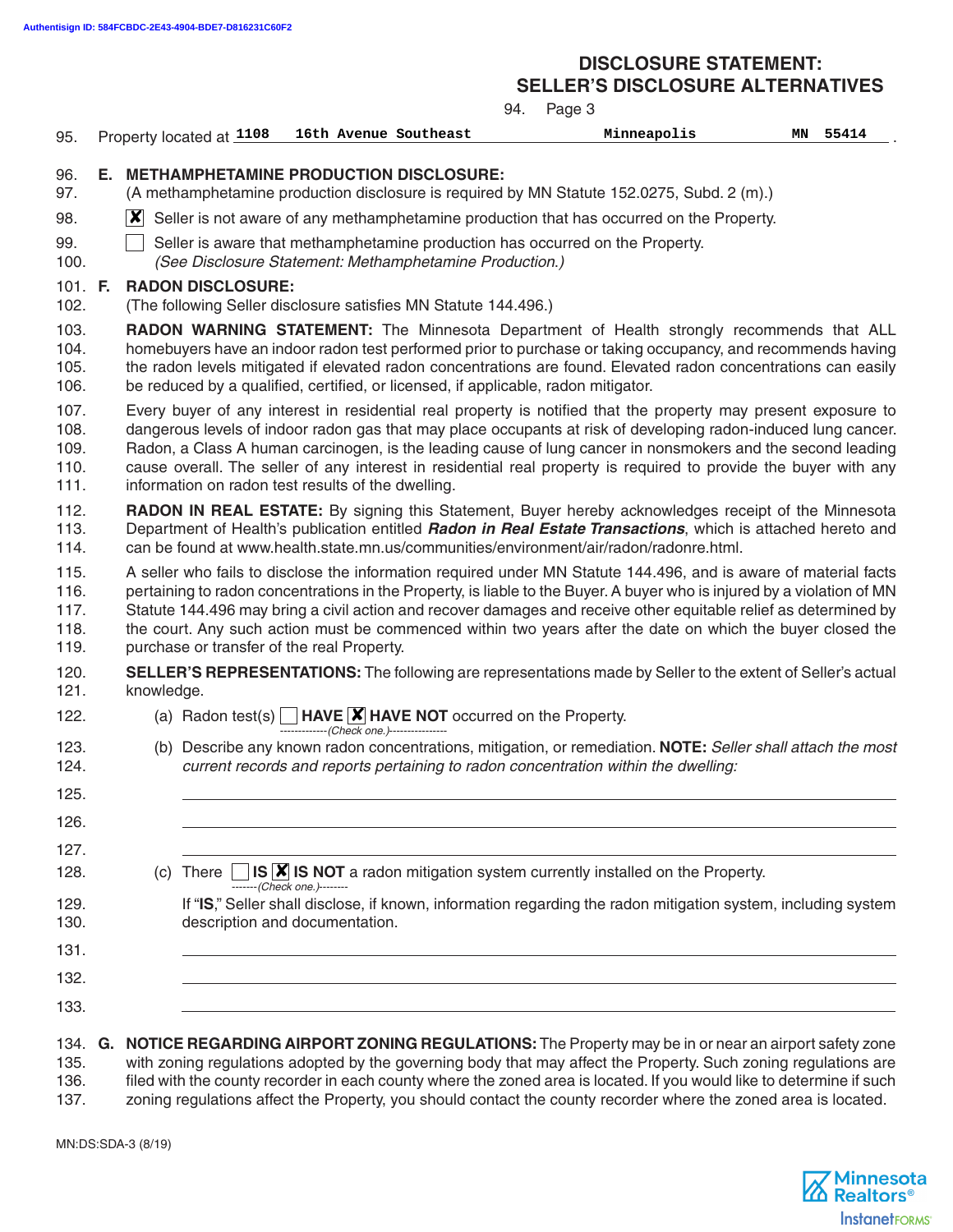## DISCLOSURE STATEMENT: SELLER'S DISCLOSURE ALTERNATIVES

95. Property located at 1108 16th Avenue Southeast Minneapolis MN 55414 .

96. **E. METHAMPHETAMINE PRODUCTION DISCLOSURE:**
97. (A methamphetamine production disclosure is required by MN Statute 152.0275, Subd. 2 (m).)
98. ☒ Seller is not aware of any methamphetamine production that has occurred on the Property.
99. ☐ Seller is aware that methamphetamine production has occurred on the Property.
100. *(See Disclosure Statement: Methamphetamine Production.)*

101. **F. RADON DISCLOSURE:**
102. (The following Seller disclosure satisfies MN Statute 144.496.)

103. **RADON WARNING STATEMENT:** The Minnesota Department of Health strongly recommends that ALL
104. homebuyers have an indoor radon test performed prior to purchase or taking occupancy, and recommends having
105. the radon levels mitigated if elevated radon concentrations are found. Elevated radon concentrations can easily
106. be reduced by a qualified, certified, or licensed, if applicable, radon mitigator.

107. Every buyer of any interest in residential real property is notified that the property may present exposure to
108. dangerous levels of indoor radon gas that may place occupants at risk of developing radon-induced lung cancer.
109. Radon, a Class A human carcinogen, is the leading cause of lung cancer in nonsmokers and the second leading
110. cause overall. The seller of any interest in residential real property is required to provide the buyer with any
111. information on radon test results of the dwelling.

112. **RADON IN REAL ESTATE:** By signing this Statement, Buyer hereby acknowledges receipt of the Minnesota
113. Department of Health's publication entitled ***Radon in Real Estate Transactions***, which is attached hereto and
114. can be found at www.health.state.mn.us/communities/environment/air/radon/radonre.html.

115. A seller who fails to disclose the information required under MN Statute 144.496, and is aware of material facts
116. pertaining to radon concentrations in the Property, is liable to the Buyer. A buyer who is injured by a violation of MN
117. Statute 144.496 may bring a civil action and recover damages and receive other equitable relief as determined by
118. the court. Any such action must be commenced within two years after the date on which the buyer closed the
119. purchase or transfer of the real Property.

120. **SELLER'S REPRESENTATIONS:** The following are representations made by Seller to the extent of Seller's actual
121. knowledge.

122. (a) Radon test(s) ☐ **HAVE** ☒ **HAVE NOT** occurred on the Property.
(Check one.)

123. (b) Describe any known radon concentrations, mitigation, or remediation. **NOTE:** *Seller shall attach the most*
124. *current records and reports pertaining to radon concentration within the dwelling:*

125. \_\_\_\_\_\_\_\_\_\_\_\_\_\_\_\_\_\_\_\_\_\_\_\_\_\_\_\_\_\_\_\_\_\_\_\_\_\_\_\_\_\_\_\_

126. \_\_\_\_\_\_\_\_\_\_\_\_\_\_\_\_\_\_\_\_\_\_\_\_\_\_\_\_\_\_\_\_\_\_\_\_\_\_\_\_\_\_\_\_

127. \_\_\_\_\_\_\_\_\_\_\_\_\_\_\_\_\_\_\_\_\_\_\_\_\_\_\_\_\_\_\_\_\_\_\_\_\_\_\_\_\_\_\_\_

128. (c) There ☐ **IS** ☒ **IS NOT** a radon mitigation system currently installed on the Property.
(Check one.)

129. If "**IS**," Seller shall disclose, if known, information regarding the radon mitigation system, including system
130. description and documentation.

131. \_\_\_\_\_\_\_\_\_\_\_\_\_\_\_\_\_\_\_\_\_\_\_\_\_\_\_\_\_\_\_\_\_\_\_\_\_\_\_\_\_\_\_\_

132. \_\_\_\_\_\_\_\_\_\_\_\_\_\_\_\_\_\_\_\_\_\_\_\_\_\_\_\_\_\_\_\_\_\_\_\_\_\_\_\_\_\_\_\_

133. \_\_\_\_\_\_\_\_\_\_\_\_\_\_\_\_\_\_\_\_\_\_\_\_\_\_\_\_\_\_\_\_\_\_\_\_\_\_\_\_\_\_\_\_

134. **G. NOTICE REGARDING AIRPORT ZONING REGULATIONS:** The Property may be in or near an airport safety zone
135. with zoning regulations adopted by the governing body that may affect the Property. Such zoning regulations are
136. filed with the county recorder in each county where the zoned area is located. If you would like to determine if such
137. zoning regulations affect the Property, you should contact the county recorder where the zoned area is located.

MN:DS:SDA-3 (8/19)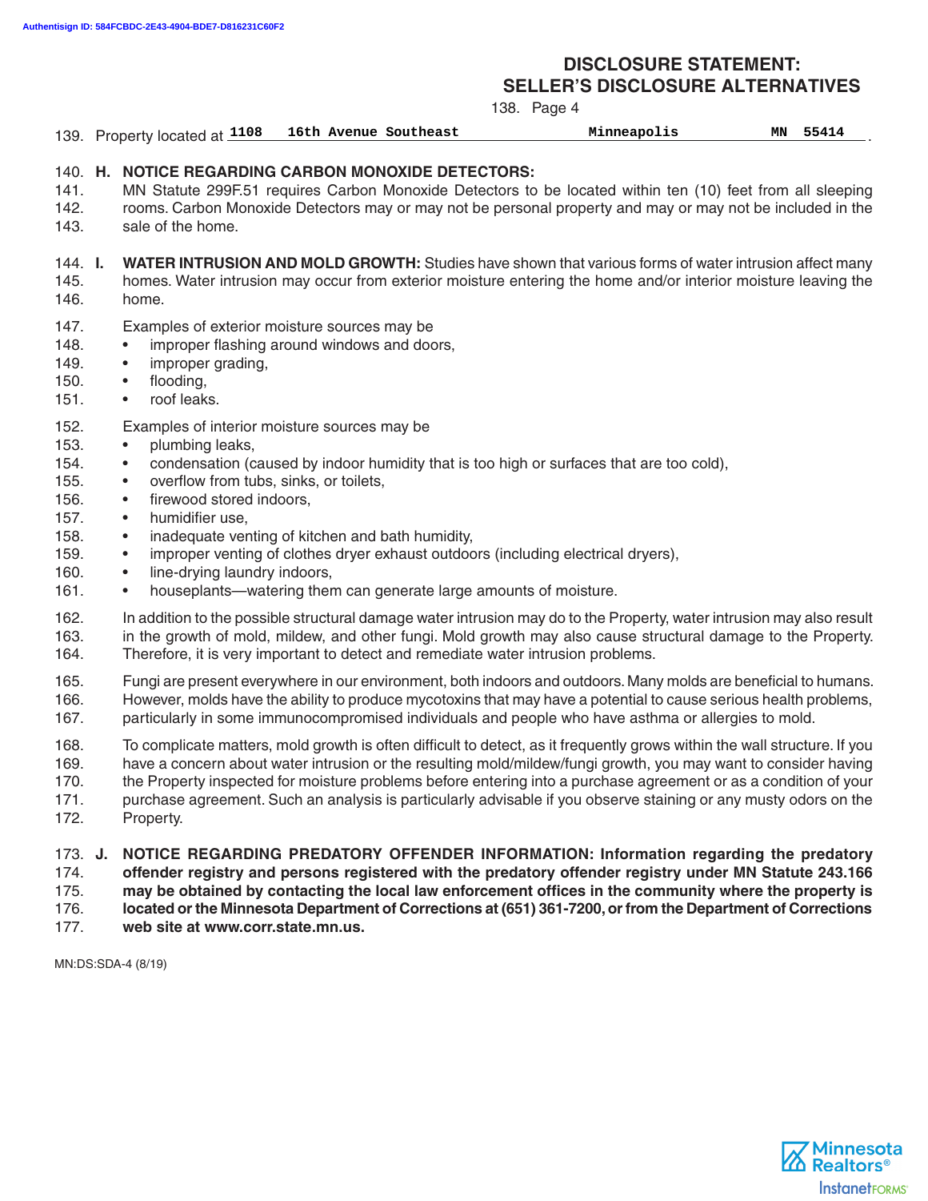# DISCLOSURE STATEMENT: SELLER'S DISCLOSURE ALTERNATIVES

138. Page 4

139. Property located at **1108 16th Avenue Southeast Minneapolis MN 55414**.

140. **H. NOTICE REGARDING CARBON MONOXIDE DETECTORS:**
141. MN Statute 299F.51 requires Carbon Monoxide Detectors to be located within ten (10) feet from all sleeping
142. rooms. Carbon Monoxide Detectors may or may not be personal property and may or may not be included in the
143. sale of the home.

144. **I. WATER INTRUSION AND MOLD GROWTH:** Studies have shown that various forms of water intrusion affect many
145. homes. Water intrusion may occur from exterior moisture entering the home and/or interior moisture leaving the
146. home.

147. Examples of exterior moisture sources may be
148. • improper flashing around windows and doors,
149. • improper grading,
150. • flooding,
151. • roof leaks.

152. Examples of interior moisture sources may be
153. • plumbing leaks,
154. • condensation (caused by indoor humidity that is too high or surfaces that are too cold),
155. • overflow from tubs, sinks, or toilets,
156. • firewood stored indoors,
157. • humidifier use,
158. • inadequate venting of kitchen and bath humidity,
159. • improper venting of clothes dryer exhaust outdoors (including electrical dryers),
160. • line-drying laundry indoors,
161. • houseplants—watering them can generate large amounts of moisture.

162. In addition to the possible structural damage water intrusion may do to the Property, water intrusion may also result
163. in the growth of mold, mildew, and other fungi. Mold growth may also cause structural damage to the Property.
164. Therefore, it is very important to detect and remediate water intrusion problems.

165. Fungi are present everywhere in our environment, both indoors and outdoors. Many molds are beneficial to humans.
166. However, molds have the ability to produce mycotoxins that may have a potential to cause serious health problems,
167. particularly in some immunocompromised individuals and people who have asthma or allergies to mold.

168. To complicate matters, mold growth is often difficult to detect, as it frequently grows within the wall structure. If you
169. have a concern about water intrusion or the resulting mold/mildew/fungi growth, you may want to consider having
170. the Property inspected for moisture problems before entering into a purchase agreement or as a condition of your
171. purchase agreement. Such an analysis is particularly advisable if you observe staining or any musty odors on the
172. Property.

173. **J. NOTICE REGARDING PREDATORY OFFENDER INFORMATION: Information regarding the predatory**
174. **offender registry and persons registered with the predatory offender registry under MN Statute 243.166**
175. **may be obtained by contacting the local law enforcement offices in the community where the property is**
176. **located or the Minnesota Department of Corrections at (651) 361-7200, or from the Department of Corrections**
177. **web site at www.corr.state.mn.us.**

MN:DS:SDA-4 (8/19)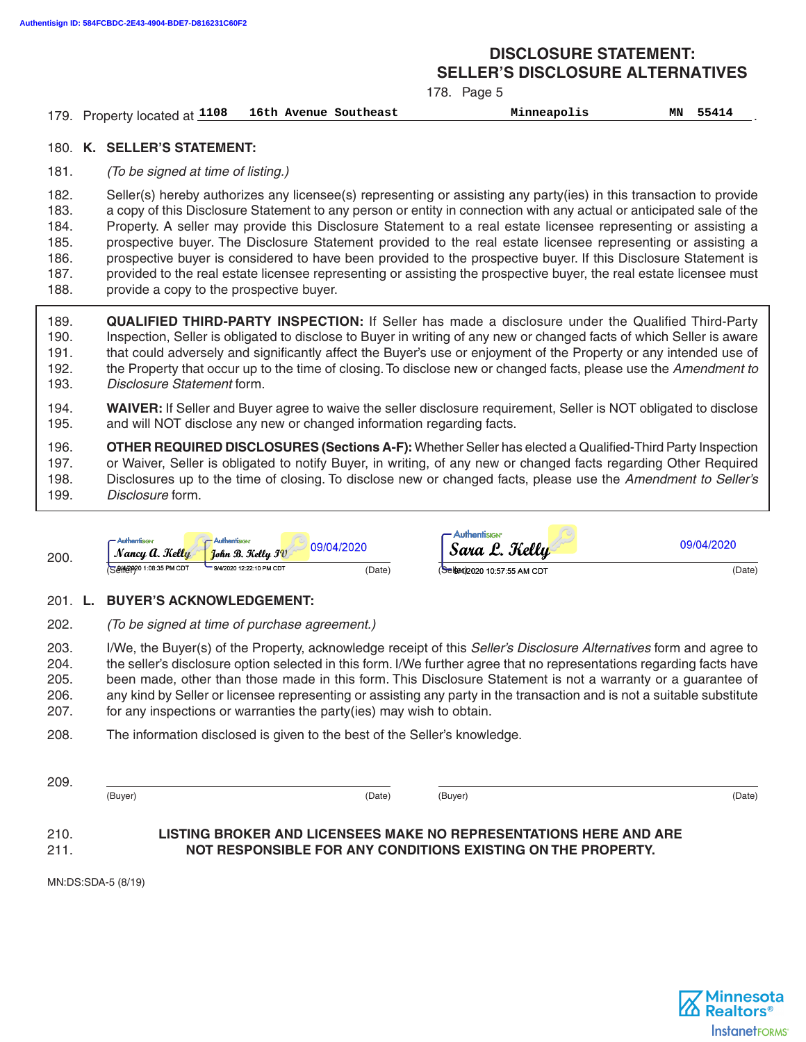Authentisign ID: 584FCBDC-2E43-4904-BDE7-D816231C60F2

# DISCLOSURE STATEMENT: SELLER'S DISCLOSURE ALTERNATIVES

178. Page 5

179. Property located at 1108 16th Avenue Southeast Minneapolis MN 55414.

180. **K. SELLER'S STATEMENT:**

181. *(To be signed at time of listing.)*

182. Seller(s) hereby authorizes any licensee(s) representing or assisting any party(ies) in this transaction to provide
183. a copy of this Disclosure Statement to any person or entity in connection with any actual or anticipated sale of the
184. Property. A seller may provide this Disclosure Statement to a real estate licensee representing or assisting a
185. prospective buyer. The Disclosure Statement provided to the real estate licensee representing or assisting a
186. prospective buyer is considered to have been provided to the prospective buyer. If this Disclosure Statement is
187. provided to the real estate licensee representing or assisting the prospective buyer, the real estate licensee must
188. provide a copy to the prospective buyer.

189. **QUALIFIED THIRD-PARTY INSPECTION:** If Seller has made a disclosure under the Qualified Third-Party
190. Inspection, Seller is obligated to disclose to Buyer in writing of any new or changed facts of which Seller is aware
191. that could adversely and significantly affect the Buyer's use or enjoyment of the Property or any intended use of
192. the Property that occur up to the time of closing. To disclose new or changed facts, please use the *Amendment to*
193. *Disclosure Statement* form.

194. **WAIVER:** If Seller and Buyer agree to waive the seller disclosure requirement, Seller is NOT obligated to disclose
195. and will NOT disclose any new or changed information regarding facts.

196. **OTHER REQUIRED DISCLOSURES (Sections A-F):** Whether Seller has elected a Qualified-Third Party Inspection
197. or Waiver, Seller is obligated to notify Buyer, in writing, of any new or changed facts regarding Other Required
198. Disclosures up to the time of closing. To disclose new or changed facts, please use the *Amendment to Seller's*
199. *Disclosure* form.

200. Nancy A. Kelly (9/4/2020 1:08:35 PM CDT) John B. Kelly IV (9/4/2020 12:22:10 PM CDT) 09/04/2020
(Seller) (Date)

Sara L. Kelly (9/4/2020 10:57:55 AM CDT) 09/04/2020
(Seller) (Date)

201. **L. BUYER'S ACKNOWLEDGEMENT:**

202. *(To be signed at time of purchase agreement.)*

203. I/We, the Buyer(s) of the Property, acknowledge receipt of this *Seller's Disclosure Alternatives* form and agree to
204. the seller's disclosure option selected in this form. I/We further agree that no representations regarding facts have
205. been made, other than those made in this form. This Disclosure Statement is not a warranty or a guarantee of
206. any kind by Seller or licensee representing or assisting any party in the transaction and is not a suitable substitute
207. for any inspections or warranties the party(ies) may wish to obtain.

208. The information disclosed is given to the best of the Seller's knowledge.

209. ______________________ (Buyer) (Date) ______________________ (Buyer) (Date)

210. **LISTING BROKER AND LICENSEES MAKE NO REPRESENTATIONS HERE AND ARE**
211. **NOT RESPONSIBLE FOR ANY CONDITIONS EXISTING ON THE PROPERTY.**

MN:DS:SDA-5 (8/19)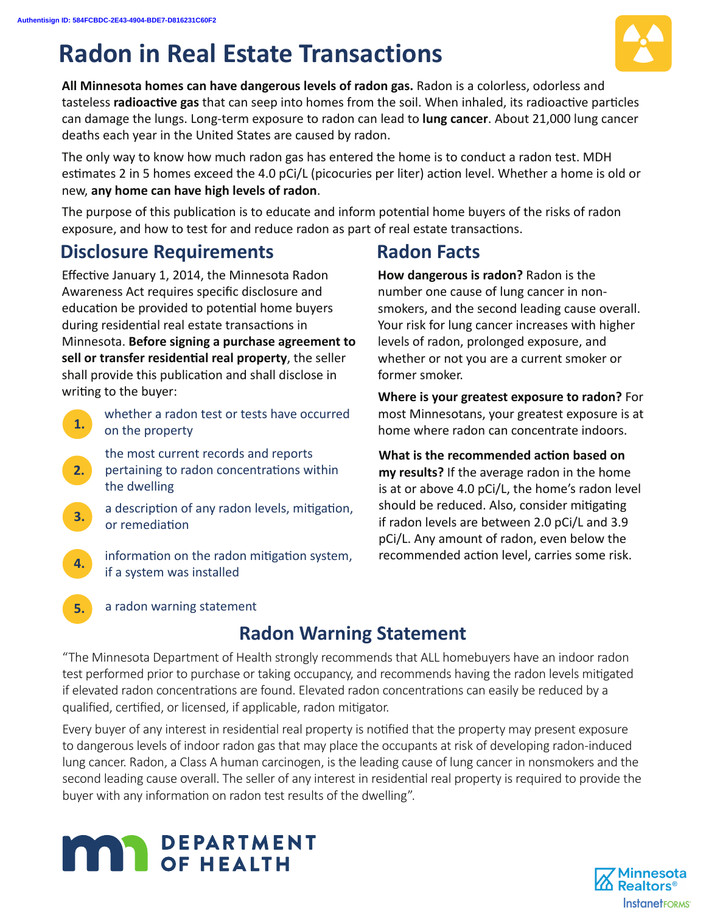Authentisign ID: 584FCBDC-2E43-4904-BDE7-D816231C60F2

# Radon in Real Estate Transactions

**All Minnesota homes can have dangerous levels of radon gas.** Radon is a colorless, odorless and tasteless **radioactive gas** that can seep into homes from the soil. When inhaled, its radioactive particles can damage the lungs. Long-term exposure to radon can lead to **lung cancer**. About 21,000 lung cancer deaths each year in the United States are caused by radon.

The only way to know how much radon gas has entered the home is to conduct a radon test. MDH estimates 2 in 5 homes exceed the 4.0 pCi/L (picocuries per liter) action level. Whether a home is old or new, **any home can have high levels of radon**.

The purpose of this publication is to educate and inform potential home buyers of the risks of radon exposure, and how to test for and reduce radon as part of real estate transactions.

## Disclosure Requirements

Effective January 1, 2014, the Minnesota Radon Awareness Act requires specific disclosure and education be provided to potential home buyers during residential real estate transactions in Minnesota. **Before signing a purchase agreement to sell or transfer residential real property**, the seller shall provide this publication and shall disclose in writing to the buyer:

1. whether a radon test or tests have occurred on the property
2. the most current records and reports pertaining to radon concentrations within the dwelling
3. a description of any radon levels, mitigation, or remediation
4. information on the radon mitigation system, if a system was installed
5. a radon warning statement

## Radon Facts

**How dangerous is radon?** Radon is the number one cause of lung cancer in non-smokers, and the second leading cause overall. Your risk for lung cancer increases with higher levels of radon, prolonged exposure, and whether or not you are a current smoker or former smoker.

**Where is your greatest exposure to radon?** For most Minnesotans, your greatest exposure is at home where radon can concentrate indoors.

**What is the recommended action based on my results?** If the average radon in the home is at or above 4.0 pCi/L, the home's radon level should be reduced. Also, consider mitigating if radon levels are between 2.0 pCi/L and 3.9 pCi/L. Any amount of radon, even below the recommended action level, carries some risk.

## Radon Warning Statement

"The Minnesota Department of Health strongly recommends that ALL homebuyers have an indoor radon test performed prior to purchase or taking occupancy, and recommends having the radon levels mitigated if elevated radon concentrations are found. Elevated radon concentrations can easily be reduced by a qualified, certified, or licensed, if applicable, radon mitigator.

Every buyer of any interest in residential real property is notified that the property may present exposure to dangerous levels of indoor radon gas that may place the occupants at risk of developing radon-induced lung cancer. Radon, a Class A human carcinogen, is the leading cause of lung cancer in nonsmokers and the second leading cause overall. The seller of any interest in residential real property is required to provide the buyer with any information on radon test results of the dwelling".

DEPARTMENT OF HEALTH

Minnesota Realtors® InstanetFORMS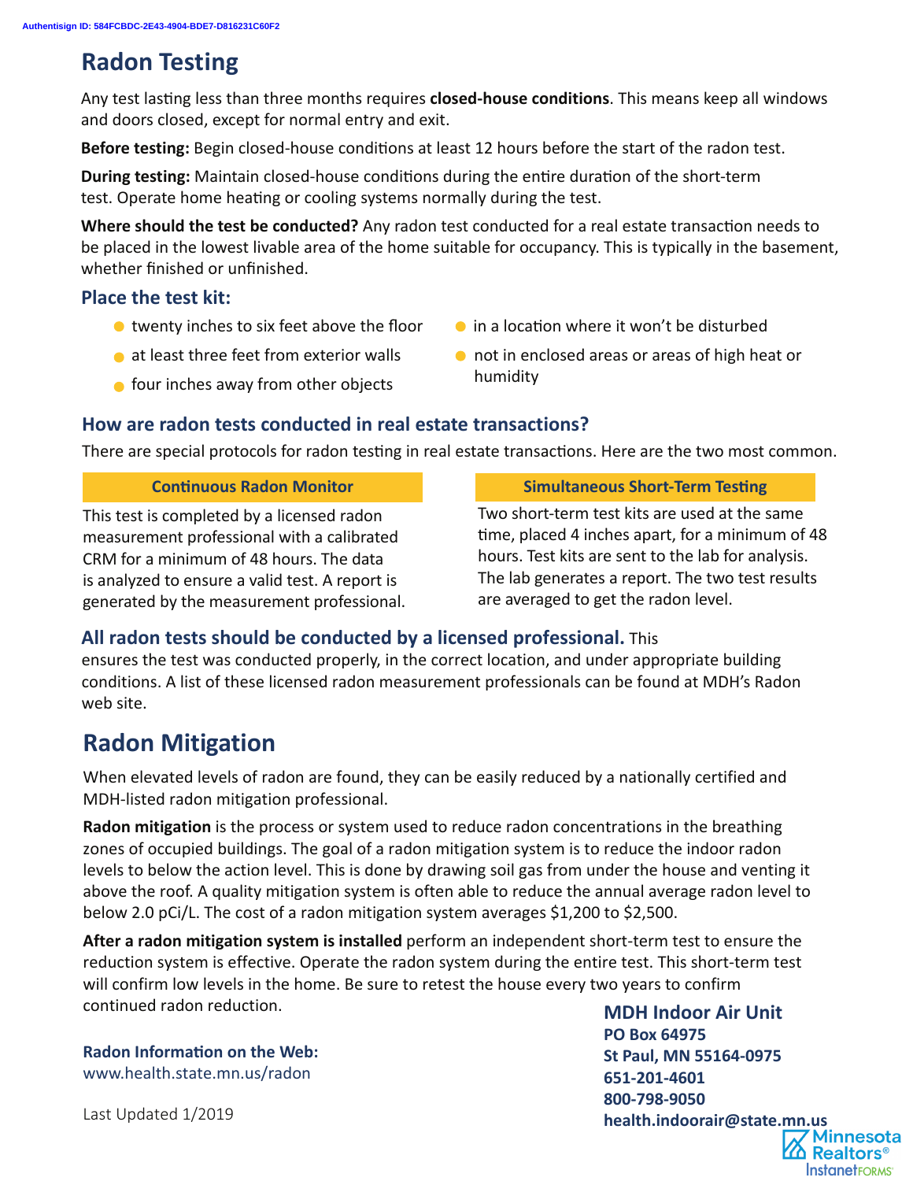# Radon Testing

Any test lasting less than three months requires **closed-house conditions**. This means keep all windows and doors closed, except for normal entry and exit.

**Before testing:** Begin closed-house conditions at least 12 hours before the start of the radon test.

**During testing:** Maintain closed-house conditions during the entire duration of the short-term test. Operate home heating or cooling systems normally during the test.

**Where should the test be conducted?** Any radon test conducted for a real estate transaction needs to be placed in the lowest livable area of the home suitable for occupancy. This is typically in the basement, whether finished or unfinished.

### Place the test kit:

- twenty inches to six feet above the floor
- at least three feet from exterior walls
- four inches away from other objects
- in a location where it won't be disturbed
- not in enclosed areas or areas of high heat or humidity

### How are radon tests conducted in real estate transactions?

There are special protocols for radon testing in real estate transactions. Here are the two most common.

**Continuous Radon Monitor**

This test is completed by a licensed radon measurement professional with a calibrated CRM for a minimum of 48 hours. The data is analyzed to ensure a valid test. A report is generated by the measurement professional.

**Simultaneous Short-Term Testing**

Two short-term test kits are used at the same time, placed 4 inches apart, for a minimum of 48 hours. Test kits are sent to the lab for analysis. The lab generates a report. The two test results are averaged to get the radon level.

**All radon tests should be conducted by a licensed professional.** This ensures the test was conducted properly, in the correct location, and under appropriate building conditions. A list of these licensed radon measurement professionals can be found at MDH's Radon web site.

# Radon Mitigation

When elevated levels of radon are found, they can be easily reduced by a nationally certified and MDH-listed radon mitigation professional.

**Radon mitigation** is the process or system used to reduce radon concentrations in the breathing zones of occupied buildings. The goal of a radon mitigation system is to reduce the indoor radon levels to below the action level. This is done by drawing soil gas from under the house and venting it above the roof. A quality mitigation system is often able to reduce the annual average radon level to below 2.0 pCi/L. The cost of a radon mitigation system averages $1,200 to $2,500.

**After a radon mitigation system is installed** perform an independent short-term test to ensure the reduction system is effective. Operate the radon system during the entire test. This short-term test will confirm low levels in the home. Be sure to retest the house every two years to confirm continued radon reduction.

**Radon Information on the Web:**
www.health.state.mn.us/radon

Last Updated 1/2019

**MDH Indoor Air Unit**
**PO Box 64975**
**St Paul, MN 55164-0975**
**651-201-4601**
**800-798-9050**
**health.indoorair@state.mn.us**